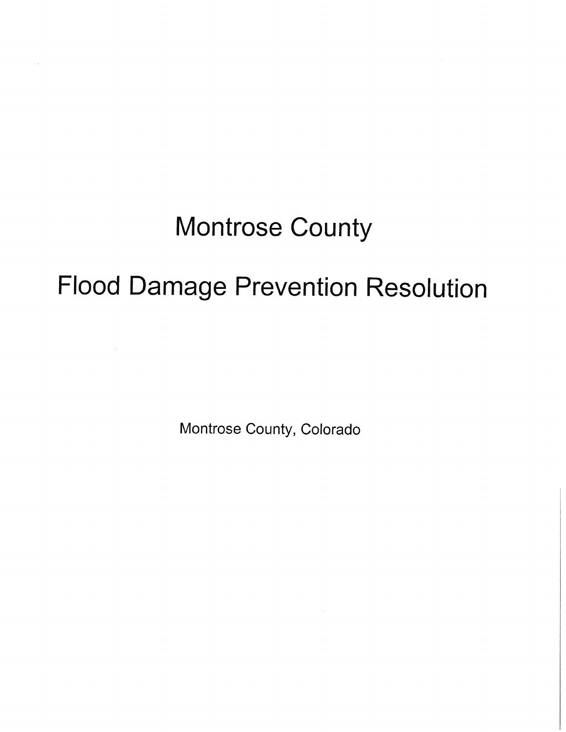# Montrose County

# Flood Damage Prevention Resolution

Montrose County, Colorado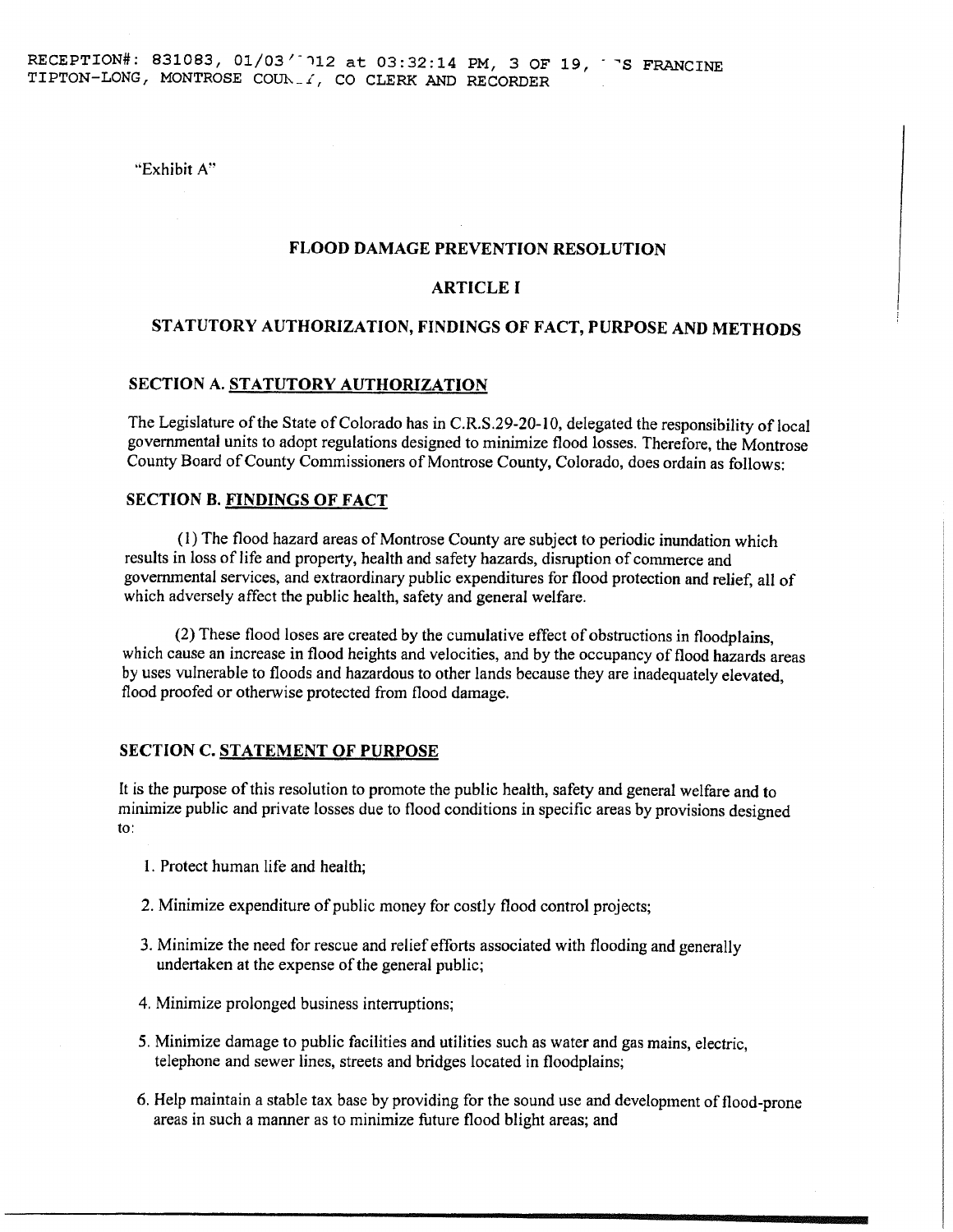"Exhibit A"

# FLOOD DAMAGE PREVENTION RESOLUTION

## ARTICLE I

## STATUTORY AUTHORIZATION, FINDINGS OF FACT, PURPOSE AND METHODS

### SECTION A. STATUTORY AUTHORIZATION

The Legislature of the State of Colorado has in C.R.S.29-20-10, delegated the responsibility of local governmental units to adopt regulations designed to minimize flood losses. Therefore, the Montrose County Board of County Commissioners of Montrose County, Colorado, does ordain as follows:

### SECTION B. FINDINGS OF FACT

(1) The flood hazard areas of Montrose County are subject to periodic inundation which results in loss of life and property, health and safety hazards, disruption of commerce and governmental services, and extraordinary public expenditures for flood protection and relief, all of which adversely affect the public health, safety and general welfare.

(2) These flood loses are created by the cumulative effect of obstructions in floodplains, which cause an increase in flood heights and velocities, and by the occupancy of flood hazards areas by uses vulnerable to floods and hazardous to other lands because they are inadequately elevated, flood proofed or otherwise protected from flood damage.

### SECTION C. STATEMENT OF PURPOSE

It is the purpose of this resolution to promote the public health, safety and general welfare and to minimize public and private losses due to flood conditions in specific areas by provisions designed to:

1. Protect human life and health;
2. Minimize expenditure of public money for costly flood control projects;
3. Minimize the need for rescue and relief efforts associated with flooding and generally undertaken at the expense of the general public;
4. Minimize prolonged business interruptions;
5. Minimize damage to public facilities and utilities such as water and gas mains, electric, telephone and sewer lines, streets and bridges located in floodplains;
6. Help maintain a stable tax base by providing for the sound use and development of flood-prone areas in such a manner as to minimize future flood blight areas; and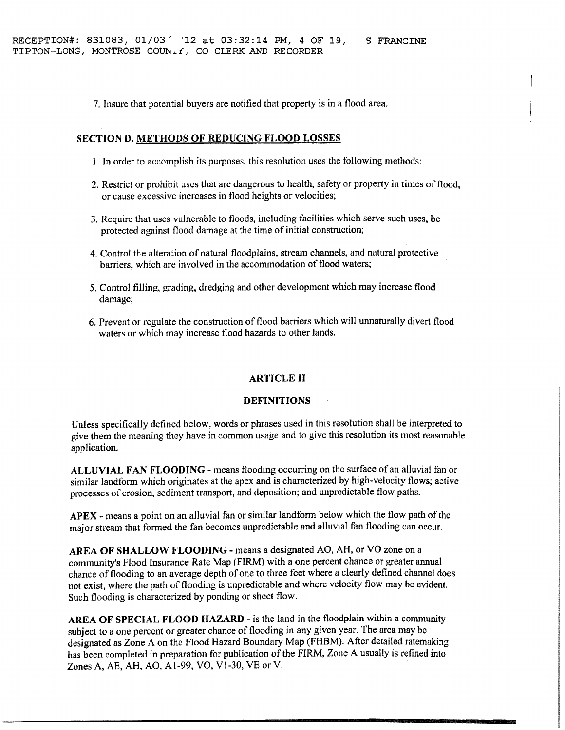7. Insure that potential buyers are notified that property is in a flood area.

## SECTION D. METHODS OF REDUCING FLOOD LOSSES

1. In order to accomplish its purposes, this resolution uses the following methods:

2. Restrict or prohibit uses that are dangerous to health, safety or property in times of flood, or cause excessive increases in flood heights or velocities;

3. Require that uses vulnerable to floods, including facilities which serve such uses, be protected against flood damage at the time of initial construction;

4. Control the alteration of natural floodplains, stream channels, and natural protective barriers, which are involved in the accommodation of flood waters;

5. Control filling, grading, dredging and other development which may increase flood damage;

6. Prevent or regulate the construction of flood barriers which will unnaturally divert flood waters or which may increase flood hazards to other lands.

# ARTICLE II

## DEFINITIONS

Unless specifically defined below, words or phrases used in this resolution shall be interpreted to give them the meaning they have in common usage and to give this resolution its most reasonable application.

**ALLUVIAL FAN FLOODING** - means flooding occurring on the surface of an alluvial fan or similar landform which originates at the apex and is characterized by high-velocity flows; active processes of erosion, sediment transport, and deposition; and unpredictable flow paths.

**APEX** - means a point on an alluvial fan or similar landform below which the flow path of the major stream that formed the fan becomes unpredictable and alluvial fan flooding can occur.

**AREA OF SHALLOW FLOODING** - means a designated AO, AH, or VO zone on a community's Flood Insurance Rate Map (FIRM) with a one percent chance or greater annual chance of flooding to an average depth of one to three feet where a clearly defined channel does not exist, where the path of flooding is unpredictable and where velocity flow may be evident. Such flooding is characterized by ponding or sheet flow.

**AREA OF SPECIAL FLOOD HAZARD** - is the land in the floodplain within a community subject to a one percent or greater chance of flooding in any given year. The area may be designated as Zone A on the Flood Hazard Boundary Map (FHBM). After detailed ratemaking has been completed in preparation for publication of the FIRM, Zone A usually is refined into Zones A, AE, AH, AO, A1-99, VO, V1-30, VE or V.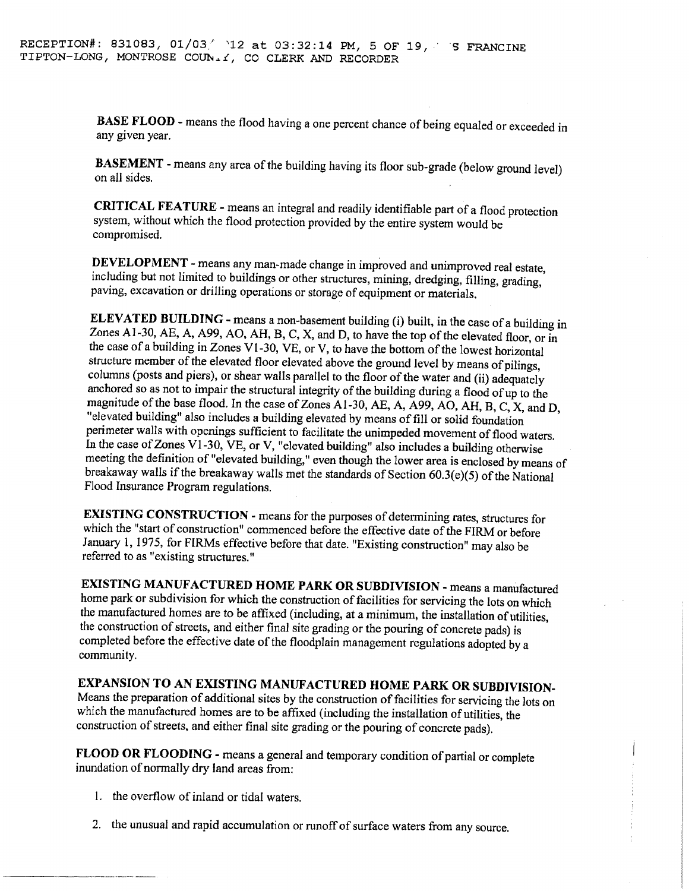**BASE FLOOD** - means the flood having a one percent chance of being equaled or exceeded in any given year.

**BASEMENT** - means any area of the building having its floor sub-grade (below ground level) on all sides.

**CRITICAL FEATURE** - means an integral and readily identifiable part of a flood protection system, without which the flood protection provided by the entire system would be compromised.

**DEVELOPMENT** - means any man-made change in improved and unimproved real estate, including but not limited to buildings or other structures, mining, dredging, filling, grading, paving, excavation or drilling operations or storage of equipment or materials.

**ELEVATED BUILDING** - means a non-basement building (i) built, in the case of a building in Zones A1-30, AE, A, A99, AO, AH, B, C, X, and D, to have the top of the elevated floor, or in the case of a building in Zones V1-30, VE, or V, to have the bottom of the lowest horizontal structure member of the elevated floor elevated above the ground level by means of pilings, columns (posts and piers), or shear walls parallel to the floor of the water and (ii) adequately anchored so as not to impair the structural integrity of the building during a flood of up to the magnitude of the base flood. In the case of Zones A1-30, AE, A, A99, AO, AH, B, C, X, and D, "elevated building" also includes a building elevated by means of fill or solid foundation perimeter walls with openings sufficient to facilitate the unimpeded movement of flood waters. In the case of Zones V1-30, VE, or V, "elevated building" also includes a building otherwise meeting the definition of "elevated building," even though the lower area is enclosed by means of breakaway walls if the breakaway walls met the standards of Section 60.3(e)(5) of the National Flood Insurance Program regulations.

**EXISTING CONSTRUCTION** - means for the purposes of determining rates, structures for which the "start of construction" commenced before the effective date of the FIRM or before January 1, 1975, for FIRMs effective before that date. "Existing construction" may also be referred to as "existing structures."

**EXISTING MANUFACTURED HOME PARK OR SUBDIVISION** - means a manufactured home park or subdivision for which the construction of facilities for servicing the lots on which the manufactured homes are to be affixed (including, at a minimum, the installation of utilities, the construction of streets, and either final site grading or the pouring of concrete pads) is completed before the effective date of the floodplain management regulations adopted by a community.

**EXPANSION TO AN EXISTING MANUFACTURED HOME PARK OR SUBDIVISION**- Means the preparation of additional sites by the construction of facilities for servicing the lots on which the manufactured homes are to be affixed (including the installation of utilities, the construction of streets, and either final site grading or the pouring of concrete pads).

**FLOOD OR FLOODING** - means a general and temporary condition of partial or complete inundation of normally dry land areas from:

1. the overflow of inland or tidal waters.
2. the unusual and rapid accumulation or runoff of surface waters from any source.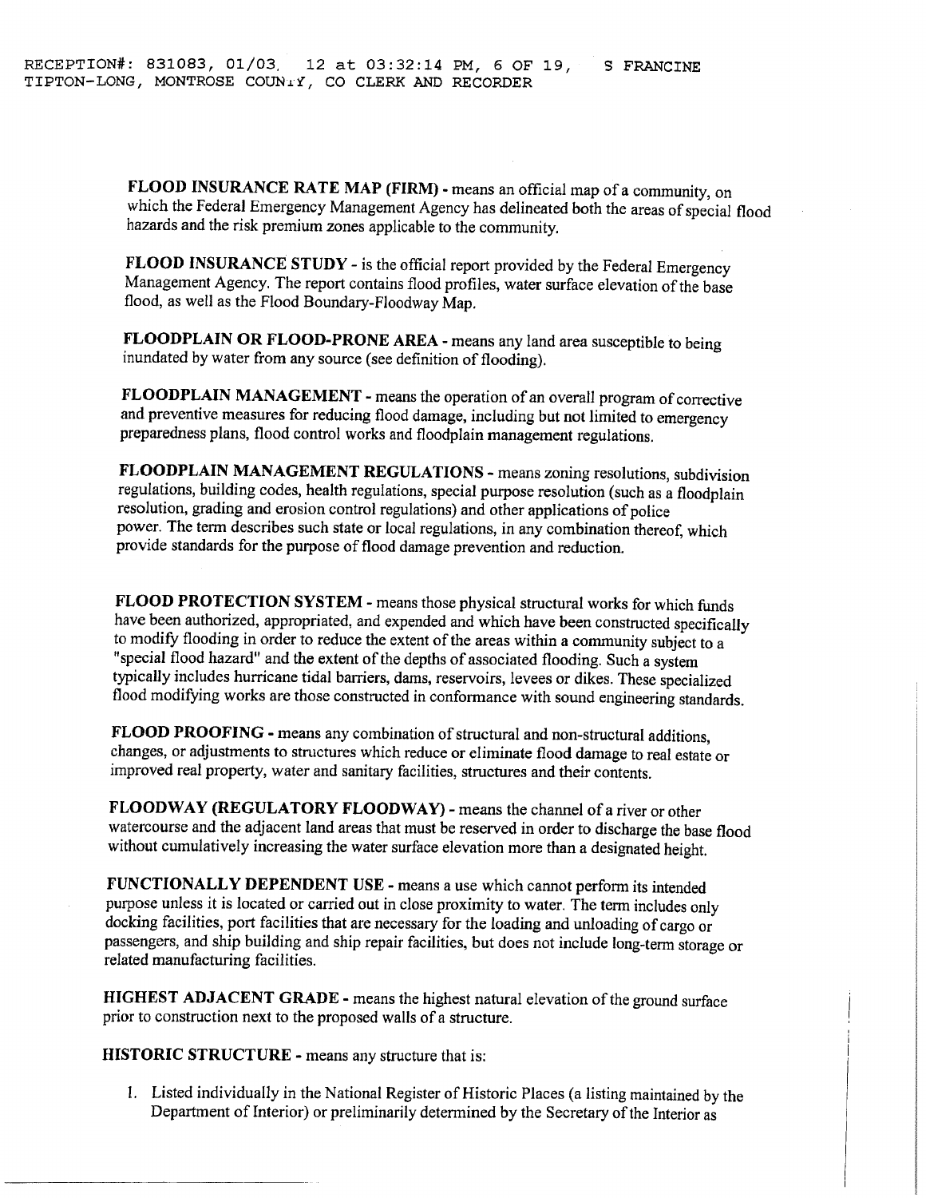**FLOOD INSURANCE RATE MAP (FIRM)** - means an official map of a community, on which the Federal Emergency Management Agency has delineated both the areas of special flood hazards and the risk premium zones applicable to the community.

**FLOOD INSURANCE STUDY** - is the official report provided by the Federal Emergency Management Agency. The report contains flood profiles, water surface elevation of the base flood, as well as the Flood Boundary-Floodway Map.

**FLOODPLAIN OR FLOOD-PRONE AREA** - means any land area susceptible to being inundated by water from any source (see definition of flooding).

**FLOODPLAIN MANAGEMENT** - means the operation of an overall program of corrective and preventive measures for reducing flood damage, including but not limited to emergency preparedness plans, flood control works and floodplain management regulations.

**FLOODPLAIN MANAGEMENT REGULATIONS** - means zoning resolutions, subdivision regulations, building codes, health regulations, special purpose resolution (such as a floodplain resolution, grading and erosion control regulations) and other applications of police power. The term describes such state or local regulations, in any combination thereof, which provide standards for the purpose of flood damage prevention and reduction.

**FLOOD PROTECTION SYSTEM** - means those physical structural works for which funds have been authorized, appropriated, and expended and which have been constructed specifically to modify flooding in order to reduce the extent of the areas within a community subject to a "special flood hazard" and the extent of the depths of associated flooding. Such a system typically includes hurricane tidal barriers, dams, reservoirs, levees or dikes. These specialized flood modifying works are those constructed in conformance with sound engineering standards.

**FLOOD PROOFING** - means any combination of structural and non-structural additions, changes, or adjustments to structures which reduce or eliminate flood damage to real estate or improved real property, water and sanitary facilities, structures and their contents.

**FLOODWAY (REGULATORY FLOODWAY)** - means the channel of a river or other watercourse and the adjacent land areas that must be reserved in order to discharge the base flood without cumulatively increasing the water surface elevation more than a designated height.

**FUNCTIONALLY DEPENDENT USE** - means a use which cannot perform its intended purpose unless it is located or carried out in close proximity to water. The term includes only docking facilities, port facilities that are necessary for the loading and unloading of cargo or passengers, and ship building and ship repair facilities, but does not include long-term storage or related manufacturing facilities.

**HIGHEST ADJACENT GRADE** - means the highest natural elevation of the ground surface prior to construction next to the proposed walls of a structure.

**HISTORIC STRUCTURE** - means any structure that is:

1. Listed individually in the National Register of Historic Places (a listing maintained by the Department of Interior) or preliminarily determined by the Secretary of the Interior as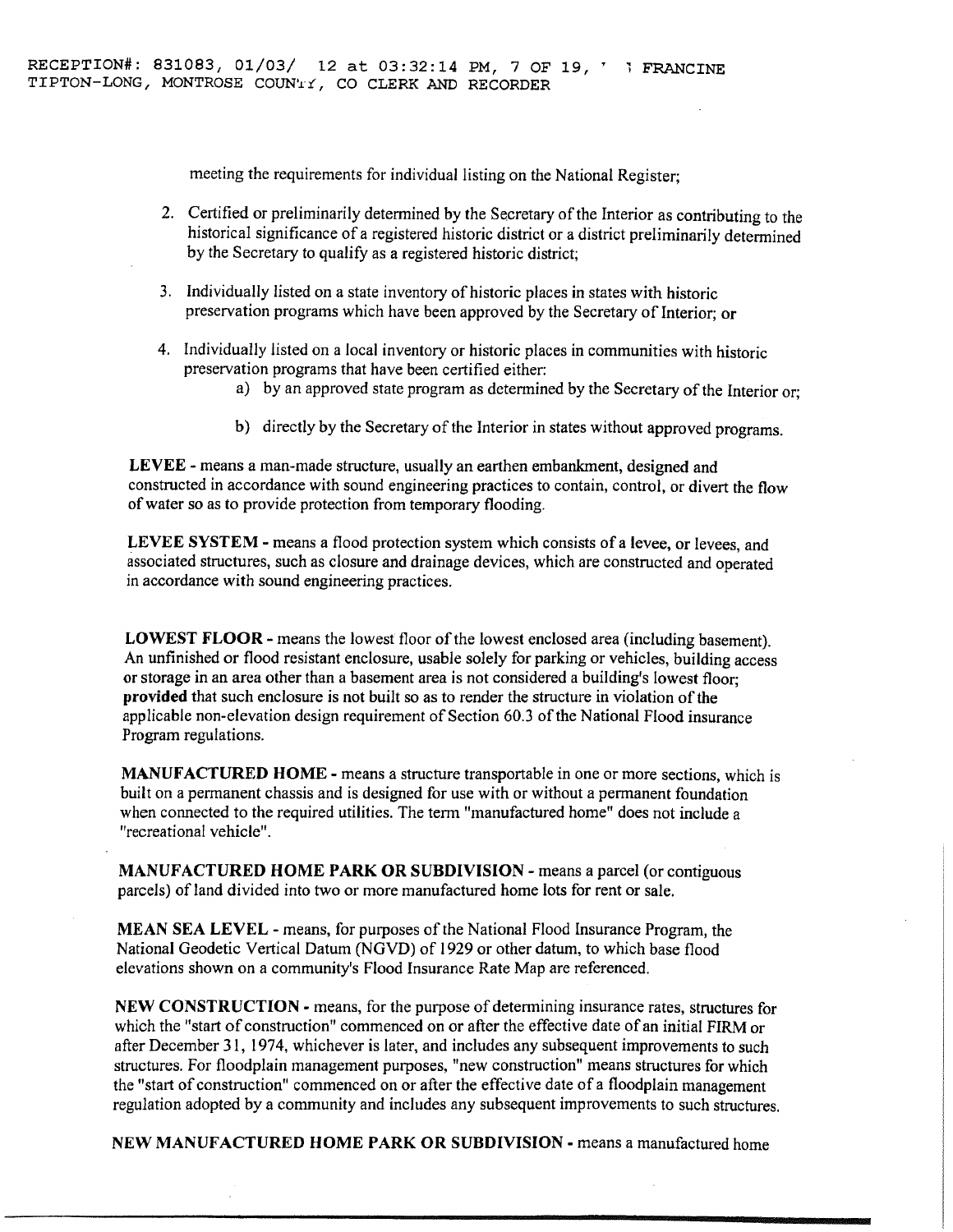meeting the requirements for individual listing on the National Register;

2. Certified or preliminarily determined by the Secretary of the Interior as contributing to the historical significance of a registered historic district or a district preliminarily determined by the Secretary to qualify as a registered historic district;

3. Individually listed on a state inventory of historic places in states with historic preservation programs which have been approved by the Secretary of Interior; or

4. Individually listed on a local inventory or historic places in communities with historic preservation programs that have been certified either:
   a) by an approved state program as determined by the Secretary of the Interior or;
   b) directly by the Secretary of the Interior in states without approved programs.

**LEVEE** - means a man-made structure, usually an earthen embankment, designed and constructed in accordance with sound engineering practices to contain, control, or divert the flow of water so as to provide protection from temporary flooding.

**LEVEE SYSTEM** - means a flood protection system which consists of a levee, or levees, and associated structures, such as closure and drainage devices, which are constructed and operated in accordance with sound engineering practices.

**LOWEST FLOOR** - means the lowest floor of the lowest enclosed area (including basement). An unfinished or flood resistant enclosure, usable solely for parking or vehicles, building access or storage in an area other than a basement area is not considered a building's lowest floor; **provided** that such enclosure is not built so as to render the structure in violation of the applicable non-elevation design requirement of Section 60.3 of the National Flood insurance Program regulations.

**MANUFACTURED HOME** - means a structure transportable in one or more sections, which is built on a permanent chassis and is designed for use with or without a permanent foundation when connected to the required utilities. The term "manufactured home" does not include a "recreational vehicle".

**MANUFACTURED HOME PARK OR SUBDIVISION** - means a parcel (or contiguous parcels) of land divided into two or more manufactured home lots for rent or sale.

**MEAN SEA LEVEL** - means, for purposes of the National Flood Insurance Program, the National Geodetic Vertical Datum (NGVD) of 1929 or other datum, to which base flood elevations shown on a community's Flood Insurance Rate Map are referenced.

**NEW CONSTRUCTION** - means, for the purpose of determining insurance rates, structures for which the "start of construction" commenced on or after the effective date of an initial FIRM or after December 31, 1974, whichever is later, and includes any subsequent improvements to such structures. For floodplain management purposes, "new construction" means structures for which the "start of construction" commenced on or after the effective date of a floodplain management regulation adopted by a community and includes any subsequent improvements to such structures.

**NEW MANUFACTURED HOME PARK OR SUBDIVISION** - means a manufactured home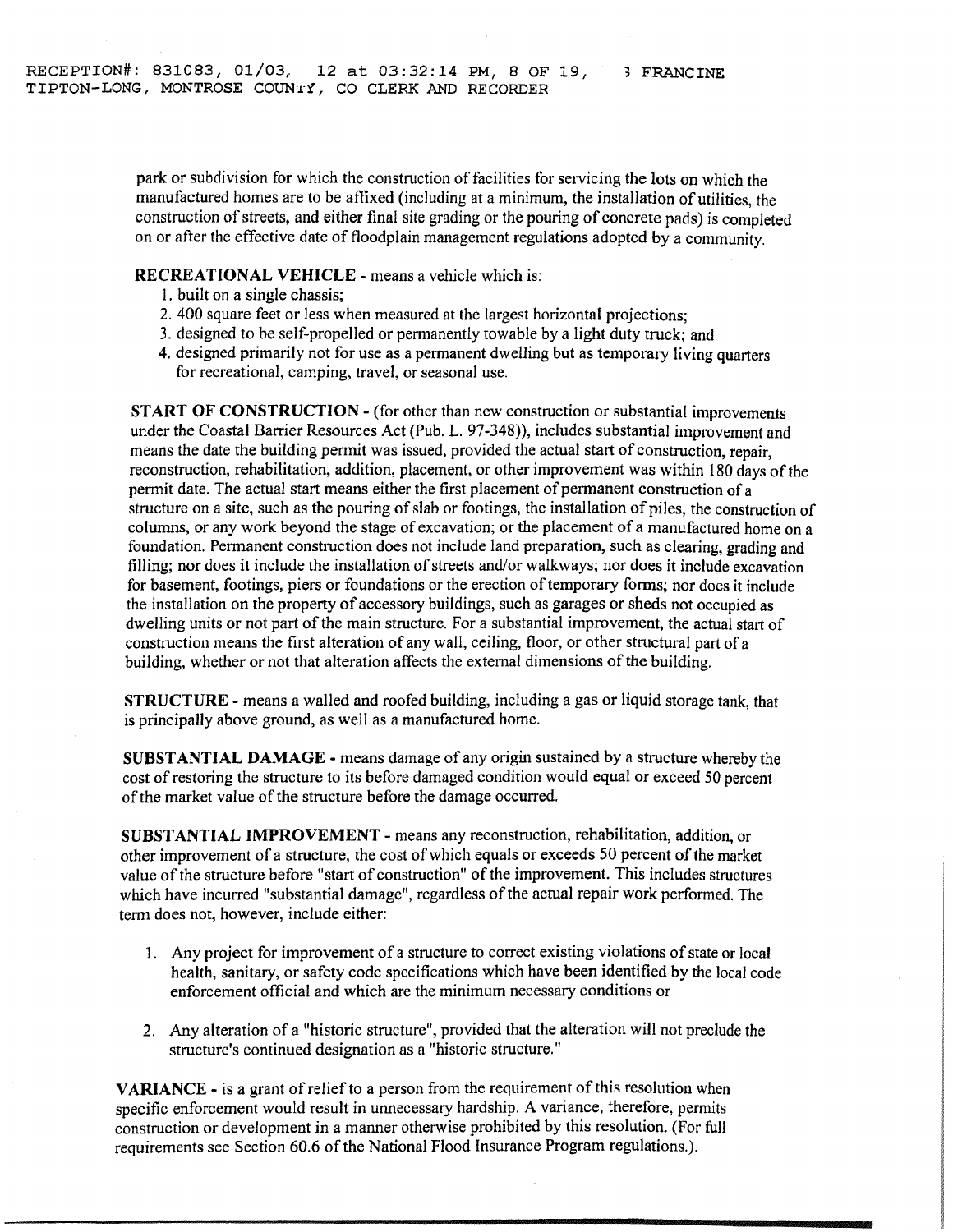park or subdivision for which the construction of facilities for servicing the lots on which the manufactured homes are to be affixed (including at a minimum, the installation of utilities, the construction of streets, and either final site grading or the pouring of concrete pads) is completed on or after the effective date of floodplain management regulations adopted by a community.

**RECREATIONAL VEHICLE** - means a vehicle which is:

1. built on a single chassis;
2. 400 square feet or less when measured at the largest horizontal projections;
3. designed to be self-propelled or permanently towable by a light duty truck; and
4. designed primarily not for use as a permanent dwelling but as temporary living quarters for recreational, camping, travel, or seasonal use.

**START OF CONSTRUCTION** - (for other than new construction or substantial improvements under the Coastal Barrier Resources Act (Pub. L. 97-348)), includes substantial improvement and means the date the building permit was issued, provided the actual start of construction, repair, reconstruction, rehabilitation, addition, placement, or other improvement was within 180 days of the permit date. The actual start means either the first placement of permanent construction of a structure on a site, such as the pouring of slab or footings, the installation of piles, the construction of columns, or any work beyond the stage of excavation; or the placement of a manufactured home on a foundation. Permanent construction does not include land preparation, such as clearing, grading and filling; nor does it include the installation of streets and/or walkways; nor does it include excavation for basement, footings, piers or foundations or the erection of temporary forms; nor does it include the installation on the property of accessory buildings, such as garages or sheds not occupied as dwelling units or not part of the main structure. For a substantial improvement, the actual start of construction means the first alteration of any wall, ceiling, floor, or other structural part of a building, whether or not that alteration affects the external dimensions of the building.

**STRUCTURE** - means a walled and roofed building, including a gas or liquid storage tank, that is principally above ground, as well as a manufactured home.

**SUBSTANTIAL DAMAGE** - means damage of any origin sustained by a structure whereby the cost of restoring the structure to its before damaged condition would equal or exceed 50 percent of the market value of the structure before the damage occurred.

**SUBSTANTIAL IMPROVEMENT** - means any reconstruction, rehabilitation, addition, or other improvement of a structure, the cost of which equals or exceeds 50 percent of the market value of the structure before "start of construction" of the improvement. This includes structures which have incurred "substantial damage", regardless of the actual repair work performed. The term does not, however, include either:

1. Any project for improvement of a structure to correct existing violations of state or local health, sanitary, or safety code specifications which have been identified by the local code enforcement official and which are the minimum necessary conditions or

2. Any alteration of a "historic structure", provided that the alteration will not preclude the structure's continued designation as a "historic structure."

**VARIANCE** - is a grant of relief to a person from the requirement of this resolution when specific enforcement would result in unnecessary hardship. A variance, therefore, permits construction or development in a manner otherwise prohibited by this resolution. (For full requirements see Section 60.6 of the National Flood Insurance Program regulations.).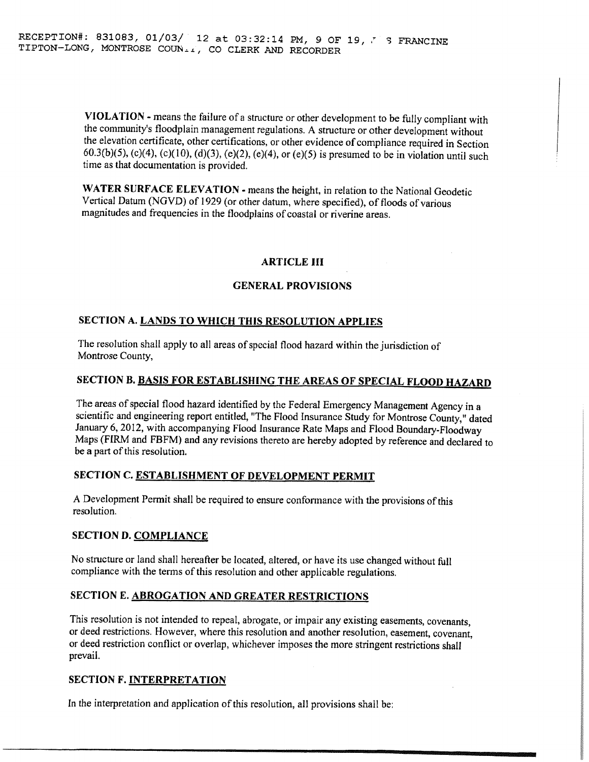**VIOLATION** - means the failure of a structure or other development to be fully compliant with the community's floodplain management regulations. A structure or other development without the elevation certificate, other certifications, or other evidence of compliance required in Section 60.3(b)(5), (c)(4), (c)(10), (d)(3), (e)(2), (e)(4), or (e)(5) is presumed to be in violation until such time as that documentation is provided.

**WATER SURFACE ELEVATION** - means the height, in relation to the National Geodetic Vertical Datum (NGVD) of 1929 (or other datum, where specified), of floods of various magnitudes and frequencies in the floodplains of coastal or riverine areas.

## ARTICLE III

## GENERAL PROVISIONS

### SECTION A. LANDS TO WHICH THIS RESOLUTION APPLIES

The resolution shall apply to all areas of special flood hazard within the jurisdiction of Montrose County,

### SECTION B. BASIS FOR ESTABLISHING THE AREAS OF SPECIAL FLOOD HAZARD

The areas of special flood hazard identified by the Federal Emergency Management Agency in a scientific and engineering report entitled, "The Flood Insurance Study for Montrose County," dated January 6, 2012, with accompanying Flood Insurance Rate Maps and Flood Boundary-Floodway Maps (FIRM and FBFM) and any revisions thereto are hereby adopted by reference and declared to be a part of this resolution.

### SECTION C. ESTABLISHMENT OF DEVELOPMENT PERMIT

A Development Permit shall be required to ensure conformance with the provisions of this resolution.

### SECTION D. COMPLIANCE

No structure or land shall hereafter be located, altered, or have its use changed without full compliance with the terms of this resolution and other applicable regulations.

### SECTION E. ABROGATION AND GREATER RESTRICTIONS

This resolution is not intended to repeal, abrogate, or impair any existing easements, covenants, or deed restrictions. However, where this resolution and another resolution, easement, covenant, or deed restriction conflict or overlap, whichever imposes the more stringent restrictions shall prevail.

### SECTION F. INTERPRETATION

In the interpretation and application of this resolution, all provisions shall be: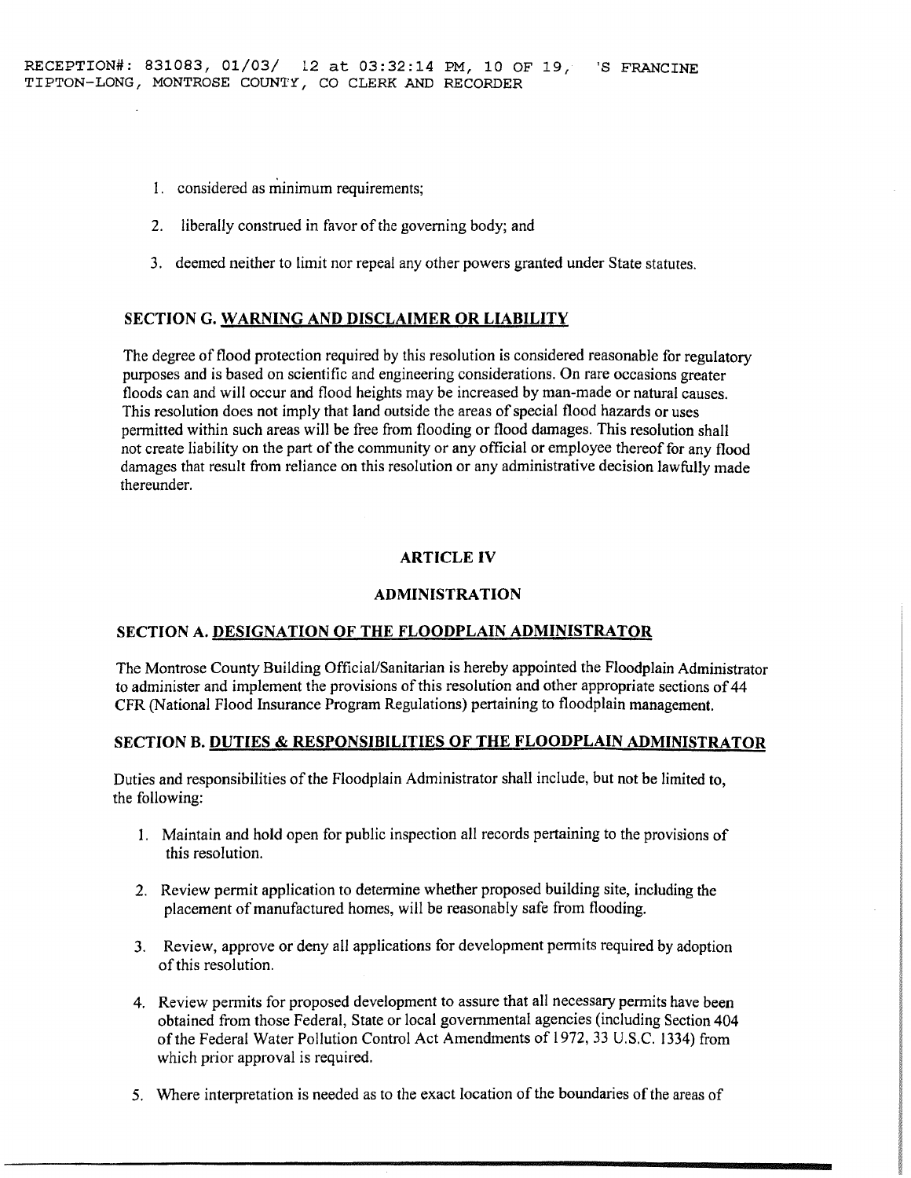1. considered as minimum requirements;

2. liberally construed in favor of the governing body; and

3. deemed neither to limit nor repeal any other powers granted under State statutes.

### SECTION G. WARNING AND DISCLAIMER OR LIABILITY

The degree of flood protection required by this resolution is considered reasonable for regulatory purposes and is based on scientific and engineering considerations. On rare occasions greater floods can and will occur and flood heights may be increased by man-made or natural causes. This resolution does not imply that land outside the areas of special flood hazards or uses permitted within such areas will be free from flooding or flood damages. This resolution shall not create liability on the part of the community or any official or employee thereof for any flood damages that result from reliance on this resolution or any administrative decision lawfully made thereunder.

## ARTICLE IV

## ADMINISTRATION

### SECTION A. DESIGNATION OF THE FLOODPLAIN ADMINISTRATOR

The Montrose County Building Official/Sanitarian is hereby appointed the Floodplain Administrator to administer and implement the provisions of this resolution and other appropriate sections of 44 CFR (National Flood Insurance Program Regulations) pertaining to floodplain management.

### SECTION B. DUTIES & RESPONSIBILITIES OF THE FLOODPLAIN ADMINISTRATOR

Duties and responsibilities of the Floodplain Administrator shall include, but not be limited to, the following:

1. Maintain and hold open for public inspection all records pertaining to the provisions of this resolution.

2. Review permit application to determine whether proposed building site, including the placement of manufactured homes, will be reasonably safe from flooding.

3. Review, approve or deny all applications for development permits required by adoption of this resolution.

4. Review permits for proposed development to assure that all necessary permits have been obtained from those Federal, State or local governmental agencies (including Section 404 of the Federal Water Pollution Control Act Amendments of 1972, 33 U.S.C. 1334) from which prior approval is required.

5. Where interpretation is needed as to the exact location of the boundaries of the areas of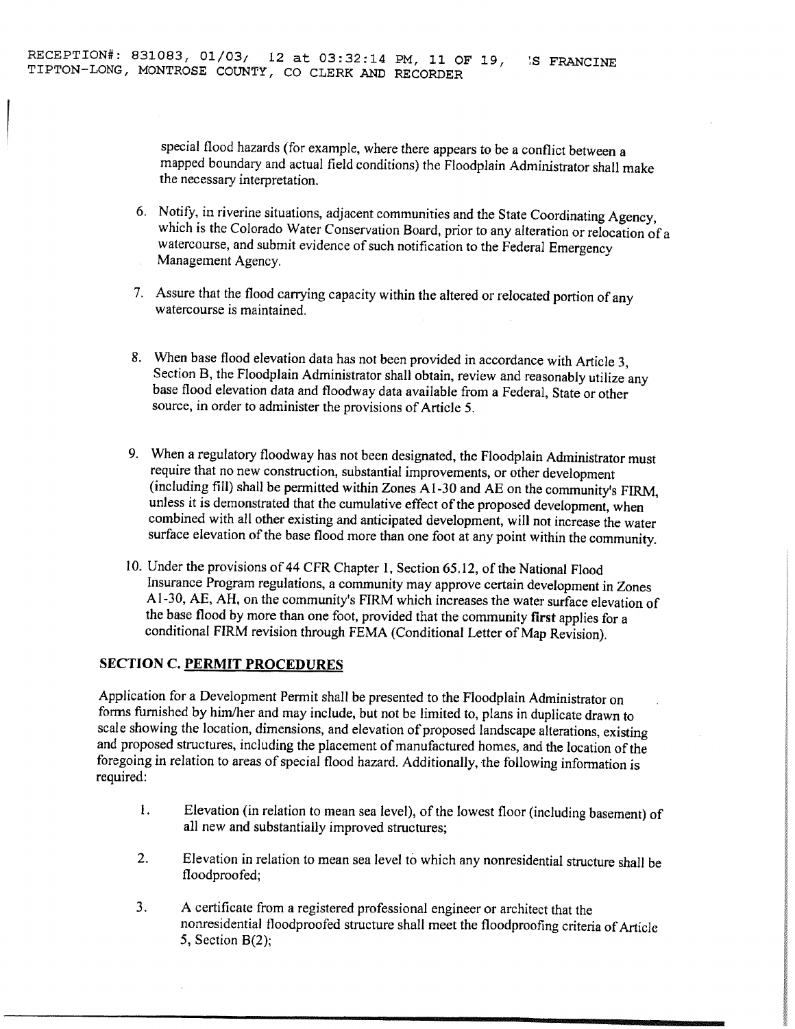special flood hazards (for example, where there appears to be a conflict between a mapped boundary and actual field conditions) the Floodplain Administrator shall make the necessary interpretation.

6. Notify, in riverine situations, adjacent communities and the State Coordinating Agency, which is the Colorado Water Conservation Board, prior to any alteration or relocation of a watercourse, and submit evidence of such notification to the Federal Emergency Management Agency.

7. Assure that the flood carrying capacity within the altered or relocated portion of any watercourse is maintained.

8. When base flood elevation data has not been provided in accordance with Article 3, Section B, the Floodplain Administrator shall obtain, review and reasonably utilize any base flood elevation data and floodway data available from a Federal, State or other source, in order to administer the provisions of Article 5.

9. When a regulatory floodway has not been designated, the Floodplain Administrator must require that no new construction, substantial improvements, or other development (including fill) shall be permitted within Zones A1-30 and AE on the community's FIRM, unless it is demonstrated that the cumulative effect of the proposed development, when combined with all other existing and anticipated development, will not increase the water surface elevation of the base flood more than one foot at any point within the community.

10. Under the provisions of 44 CFR Chapter 1, Section 65.12, of the National Flood Insurance Program regulations, a community may approve certain development in Zones A1-30, AE, AH, on the community's FIRM which increases the water surface elevation of the base flood by more than one foot, provided that the community **first** applies for a conditional FIRM revision through FEMA (Conditional Letter of Map Revision).

## SECTION C. PERMIT PROCEDURES

Application for a Development Permit shall be presented to the Floodplain Administrator on forms furnished by him/her and may include, but not be limited to, plans in duplicate drawn to scale showing the location, dimensions, and elevation of proposed landscape alterations, existing and proposed structures, including the placement of manufactured homes, and the location of the foregoing in relation to areas of special flood hazard. Additionally, the following information is required:

1. Elevation (in relation to mean sea level), of the lowest floor (including basement) of all new and substantially improved structures;

2. Elevation in relation to mean sea level to which any nonresidential structure shall be floodproofed;

3. A certificate from a registered professional engineer or architect that the nonresidential floodproofed structure shall meet the floodproofing criteria of Article 5, Section B(2);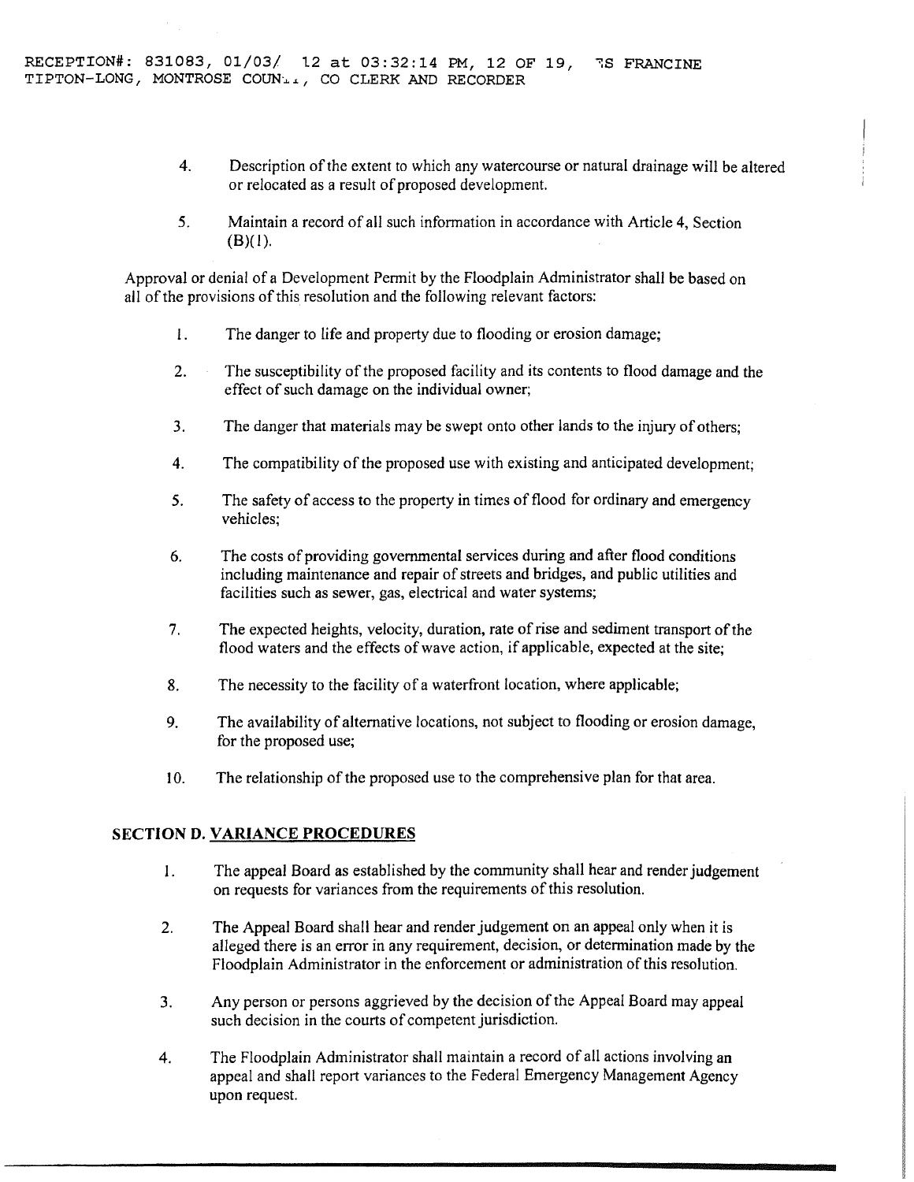4. Description of the extent to which any watercourse or natural drainage will be altered or relocated as a result of proposed development.

5. Maintain a record of all such information in accordance with Article 4, Section (B)(1).

Approval or denial of a Development Permit by the Floodplain Administrator shall be based on all of the provisions of this resolution and the following relevant factors:

1. The danger to life and property due to flooding or erosion damage;

2. The susceptibility of the proposed facility and its contents to flood damage and the effect of such damage on the individual owner;

3. The danger that materials may be swept onto other lands to the injury of others;

4. The compatibility of the proposed use with existing and anticipated development;

5. The safety of access to the property in times of flood for ordinary and emergency vehicles;

6. The costs of providing governmental services during and after flood conditions including maintenance and repair of streets and bridges, and public utilities and facilities such as sewer, gas, electrical and water systems;

7. The expected heights, velocity, duration, rate of rise and sediment transport of the flood waters and the effects of wave action, if applicable, expected at the site;

8. The necessity to the facility of a waterfront location, where applicable;

9. The availability of alternative locations, not subject to flooding or erosion damage, for the proposed use;

10. The relationship of the proposed use to the comprehensive plan for that area.

## SECTION D. VARIANCE PROCEDURES

1. The appeal Board as established by the community shall hear and render judgement on requests for variances from the requirements of this resolution.

2. The Appeal Board shall hear and render judgement on an appeal only when it is alleged there is an error in any requirement, decision, or determination made by the Floodplain Administrator in the enforcement or administration of this resolution.

3. Any person or persons aggrieved by the decision of the Appeal Board may appeal such decision in the courts of competent jurisdiction.

4. The Floodplain Administrator shall maintain a record of all actions involving an appeal and shall report variances to the Federal Emergency Management Agency upon request.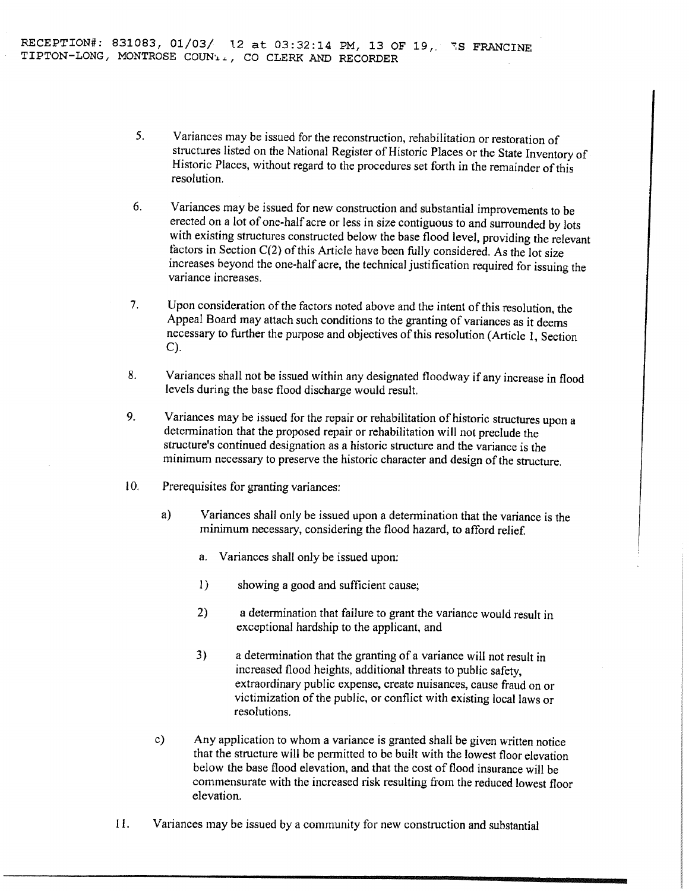5. Variances may be issued for the reconstruction, rehabilitation or restoration of structures listed on the National Register of Historic Places or the State Inventory of Historic Places, without regard to the procedures set forth in the remainder of this resolution.

6. Variances may be issued for new construction and substantial improvements to be erected on a lot of one-half acre or less in size contiguous to and surrounded by lots with existing structures constructed below the base flood level, providing the relevant factors in Section C(2) of this Article have been fully considered. As the lot size increases beyond the one-half acre, the technical justification required for issuing the variance increases.

7. Upon consideration of the factors noted above and the intent of this resolution, the Appeal Board may attach such conditions to the granting of variances as it deems necessary to further the purpose and objectives of this resolution (Article 1, Section C).

8. Variances shall not be issued within any designated floodway if any increase in flood levels during the base flood discharge would result.

9. Variances may be issued for the repair or rehabilitation of historic structures upon a determination that the proposed repair or rehabilitation will not preclude the structure's continued designation as a historic structure and the variance is the minimum necessary to preserve the historic character and design of the structure.

10. Prerequisites for granting variances:

    a) Variances shall only be issued upon a determination that the variance is the minimum necessary, considering the flood hazard, to afford relief.

        a. Variances shall only be issued upon:

        1) showing a good and sufficient cause;

        2) a determination that failure to grant the variance would result in exceptional hardship to the applicant, and

        3) a determination that the granting of a variance will not result in increased flood heights, additional threats to public safety, extraordinary public expense, create nuisances, cause fraud on or victimization of the public, or conflict with existing local laws or resolutions.

    c) Any application to whom a variance is granted shall be given written notice that the structure will be permitted to be built with the lowest floor elevation below the base flood elevation, and that the cost of flood insurance will be commensurate with the increased risk resulting from the reduced lowest floor elevation.

11. Variances may be issued by a community for new construction and substantial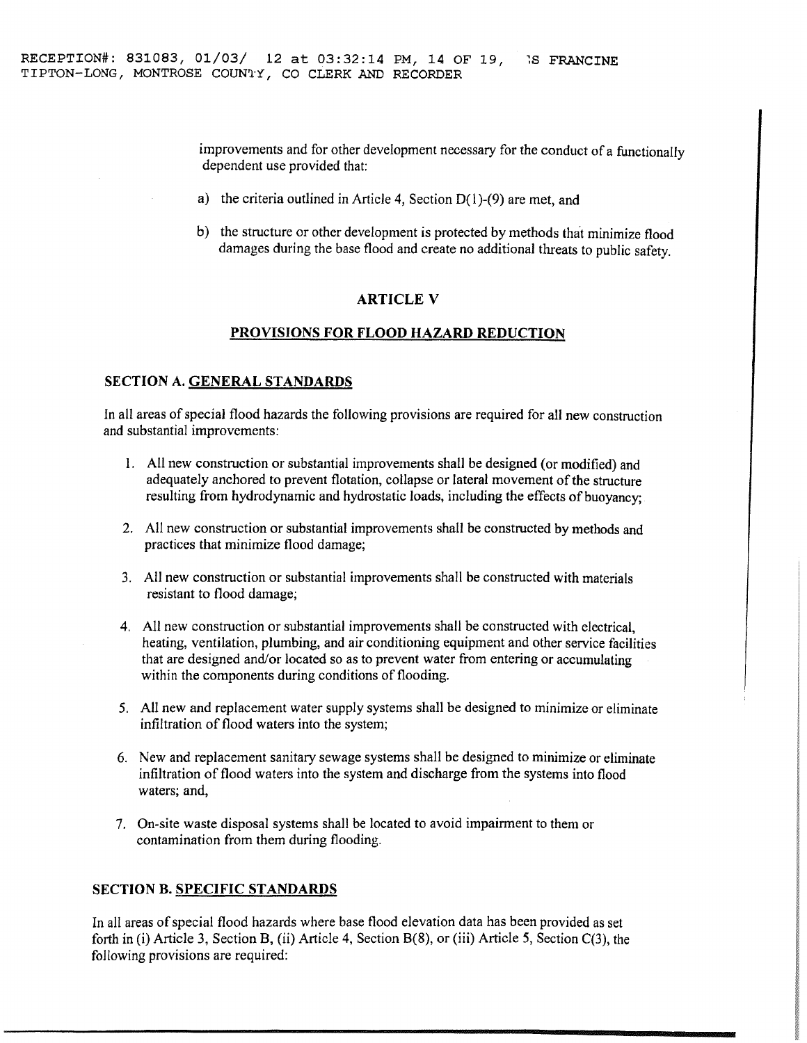improvements and for other development necessary for the conduct of a functionally dependent use provided that:

a) the criteria outlined in Article 4, Section D(1)-(9) are met, and

b) the structure or other development is protected by methods that minimize flood damages during the base flood and create no additional threats to public safety.

## ARTICLE V

## PROVISIONS FOR FLOOD HAZARD REDUCTION

### SECTION A. GENERAL STANDARDS

In all areas of special flood hazards the following provisions are required for all new construction and substantial improvements:

1. All new construction or substantial improvements shall be designed (or modified) and adequately anchored to prevent flotation, collapse or lateral movement of the structure resulting from hydrodynamic and hydrostatic loads, including the effects of buoyancy;

2. All new construction or substantial improvements shall be constructed by methods and practices that minimize flood damage;

3. All new construction or substantial improvements shall be constructed with materials resistant to flood damage;

4. All new construction or substantial improvements shall be constructed with electrical, heating, ventilation, plumbing, and air conditioning equipment and other service facilities that are designed and/or located so as to prevent water from entering or accumulating within the components during conditions of flooding.

5. All new and replacement water supply systems shall be designed to minimize or eliminate infiltration of flood waters into the system;

6. New and replacement sanitary sewage systems shall be designed to minimize or eliminate infiltration of flood waters into the system and discharge from the systems into flood waters; and,

7. On-site waste disposal systems shall be located to avoid impairment to them or contamination from them during flooding.

### SECTION B. SPECIFIC STANDARDS

In all areas of special flood hazards where base flood elevation data has been provided as set forth in (i) Article 3, Section B, (ii) Article 4, Section B(8), or (iii) Article 5, Section C(3), the following provisions are required: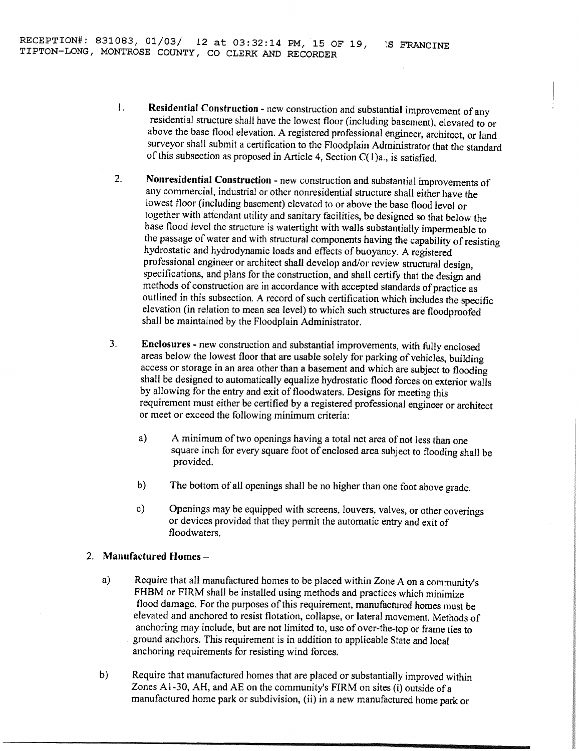1. **Residential Construction** - new construction and substantial improvement of any residential structure shall have the lowest floor (including basement), elevated to or above the base flood elevation. A registered professional engineer, architect, or land surveyor shall submit a certification to the Floodplain Administrator that the standard of this subsection as proposed in Article 4, Section C(1)a., is satisfied.

2. **Nonresidential Construction** - new construction and substantial improvements of any commercial, industrial or other nonresidential structure shall either have the lowest floor (including basement) elevated to or above the base flood level or together with attendant utility and sanitary facilities, be designed so that below the base flood level the structure is watertight with walls substantially impermeable to the passage of water and with structural components having the capability of resisting hydrostatic and hydrodynamic loads and effects of buoyancy. A registered professional engineer or architect shall develop and/or review structural design, specifications, and plans for the construction, and shall certify that the design and methods of construction are in accordance with accepted standards of practice as outlined in this subsection. A record of such certification which includes the specific elevation (in relation to mean sea level) to which such structures are floodproofed shall be maintained by the Floodplain Administrator.

3. **Enclosures** - new construction and substantial improvements, with fully enclosed areas below the lowest floor that are usable solely for parking of vehicles, building access or storage in an area other than a basement and which are subject to flooding shall be designed to automatically equalize hydrostatic flood forces on exterior walls by allowing for the entry and exit of floodwaters. Designs for meeting this requirement must either be certified by a registered professional engineer or architect or meet or exceed the following minimum criteria:

   a) A minimum of two openings having a total net area of not less than one square inch for every square foot of enclosed area subject to flooding shall be provided.

   b) The bottom of all openings shall be no higher than one foot above grade.

   c) Openings may be equipped with screens, louvers, valves, or other coverings or devices provided that they permit the automatic entry and exit of floodwaters.

2. **Manufactured Homes** –

   a) Require that all manufactured homes to be placed within Zone A on a community's FHBM or FIRM shall be installed using methods and practices which minimize flood damage. For the purposes of this requirement, manufactured homes must be elevated and anchored to resist flotation, collapse, or lateral movement. Methods of anchoring may include, but are not limited to, use of over-the-top or frame ties to ground anchors. This requirement is in addition to applicable State and local anchoring requirements for resisting wind forces.

   b) Require that manufactured homes that are placed or substantially improved within Zones A1-30, AH, and AE on the community's FIRM on sites (i) outside of a manufactured home park or subdivision, (ii) in a new manufactured home park or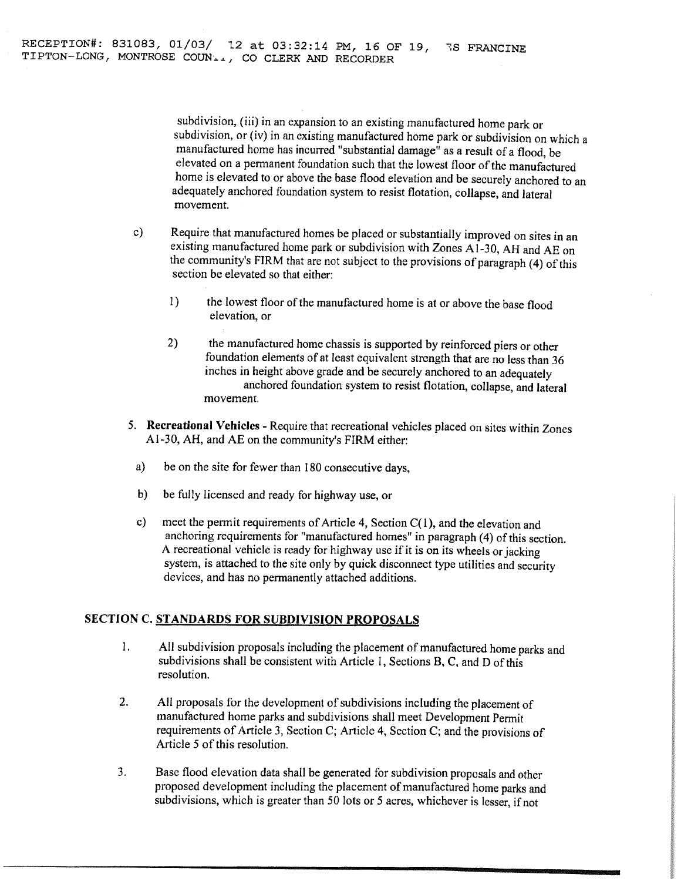subdivision, (iii) in an expansion to an existing manufactured home park or subdivision, or (iv) in an existing manufactured home park or subdivision on which a manufactured home has incurred "substantial damage" as a result of a flood, be elevated on a permanent foundation such that the lowest floor of the manufactured home is elevated to or above the base flood elevation and be securely anchored to an adequately anchored foundation system to resist flotation, collapse, and lateral movement.

c) Require that manufactured homes be placed or substantially improved on sites in an existing manufactured home park or subdivision with Zones A1-30, AH and AE on the community's FIRM that are not subject to the provisions of paragraph (4) of this section be elevated so that either:

1) the lowest floor of the manufactured home is at or above the base flood elevation, or

2) the manufactured home chassis is supported by reinforced piers or other foundation elements of at least equivalent strength that are no less than 36 inches in height above grade and be securely anchored to an adequately anchored foundation system to resist flotation, collapse, and lateral movement.

5. **Recreational Vehicles** - Require that recreational vehicles placed on sites within Zones A1-30, AH, and AE on the community's FIRM either:

a) be on the site for fewer than 180 consecutive days,

b) be fully licensed and ready for highway use, or

c) meet the permit requirements of Article 4, Section C(1), and the elevation and anchoring requirements for "manufactured homes" in paragraph (4) of this section. A recreational vehicle is ready for highway use if it is on its wheels or jacking system, is attached to the site only by quick disconnect type utilities and security devices, and has no permanently attached additions.

## SECTION C. STANDARDS FOR SUBDIVISION PROPOSALS

1. All subdivision proposals including the placement of manufactured home parks and subdivisions shall be consistent with Article 1, Sections B, C, and D of this resolution.

2. All proposals for the development of subdivisions including the placement of manufactured home parks and subdivisions shall meet Development Permit requirements of Article 3, Section C; Article 4, Section C; and the provisions of Article 5 of this resolution.

3. Base flood elevation data shall be generated for subdivision proposals and other proposed development including the placement of manufactured home parks and subdivisions, which is greater than 50 lots or 5 acres, whichever is lesser, if not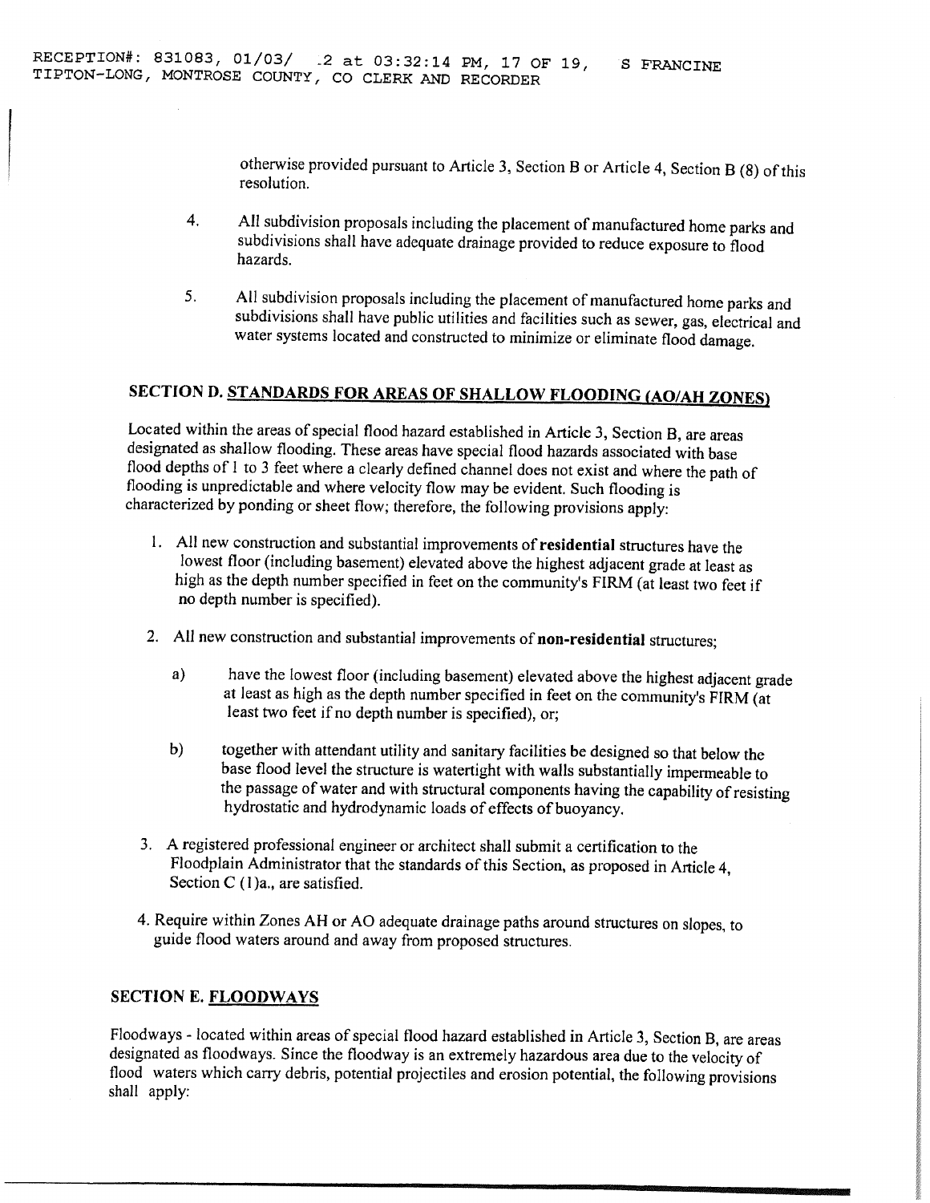otherwise provided pursuant to Article 3, Section B or Article 4, Section B (8) of this resolution.

4. All subdivision proposals including the placement of manufactured home parks and subdivisions shall have adequate drainage provided to reduce exposure to flood hazards.

5. All subdivision proposals including the placement of manufactured home parks and subdivisions shall have public utilities and facilities such as sewer, gas, electrical and water systems located and constructed to minimize or eliminate flood damage.

## SECTION D. STANDARDS FOR AREAS OF SHALLOW FLOODING (AO/AH ZONES)

Located within the areas of special flood hazard established in Article 3, Section B, are areas designated as shallow flooding. These areas have special flood hazards associated with base flood depths of 1 to 3 feet where a clearly defined channel does not exist and where the path of flooding is unpredictable and where velocity flow may be evident. Such flooding is characterized by ponding or sheet flow; therefore, the following provisions apply:

1. All new construction and substantial improvements of **residential** structures have the lowest floor (including basement) elevated above the highest adjacent grade at least as high as the depth number specified in feet on the community's FIRM (at least two feet if no depth number is specified).

2. All new construction and substantial improvements of **non-residential** structures;

   a) have the lowest floor (including basement) elevated above the highest adjacent grade at least as high as the depth number specified in feet on the community's FIRM (at least two feet if no depth number is specified), or;

   b) together with attendant utility and sanitary facilities be designed so that below the base flood level the structure is watertight with walls substantially impermeable to the passage of water and with structural components having the capability of resisting hydrostatic and hydrodynamic loads of effects of buoyancy.

3. A registered professional engineer or architect shall submit a certification to the Floodplain Administrator that the standards of this Section, as proposed in Article 4, Section C (1)a., are satisfied.

4. Require within Zones AH or AO adequate drainage paths around structures on slopes, to guide flood waters around and away from proposed structures.

## SECTION E. FLOODWAYS

Floodways - located within areas of special flood hazard established in Article 3, Section B, are areas designated as floodways. Since the floodway is an extremely hazardous area due to the velocity of flood waters which carry debris, potential projectiles and erosion potential, the following provisions shall apply: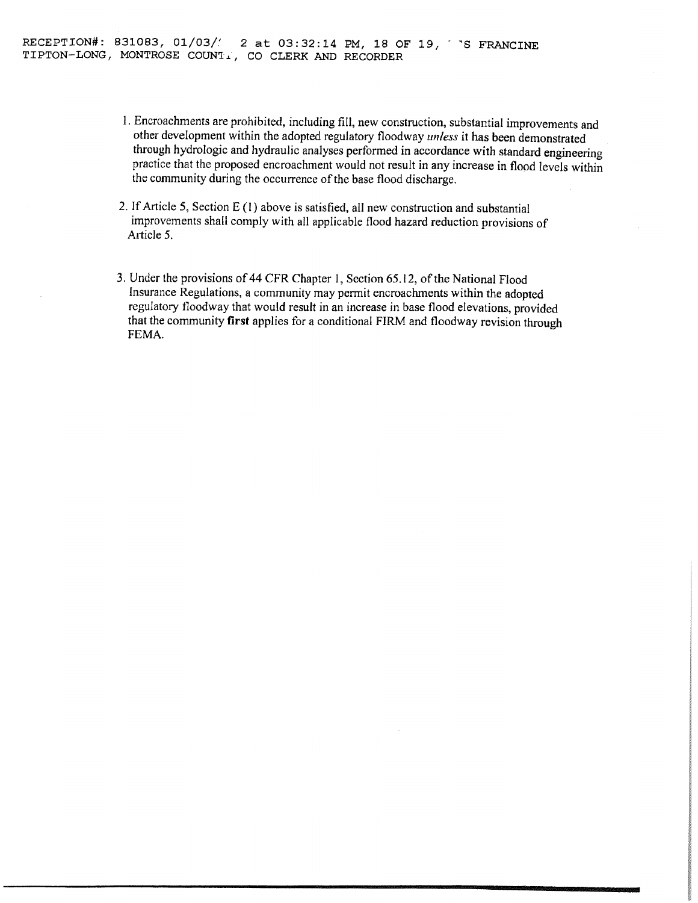1. Encroachments are prohibited, including fill, new construction, substantial improvements and other development within the adopted regulatory floodway *unless* it has been demonstrated through hydrologic and hydraulic analyses performed in accordance with standard engineering practice that the proposed encroachment would not result in any increase in flood levels within the community during the occurrence of the base flood discharge.

2. If Article 5, Section E (1) above is satisfied, all new construction and substantial improvements shall comply with all applicable flood hazard reduction provisions of Article 5.

3. Under the provisions of 44 CFR Chapter 1, Section 65.12, of the National Flood Insurance Regulations, a community may permit encroachments within the adopted regulatory floodway that would result in an increase in base flood elevations, provided that the community **first** applies for a conditional FIRM and floodway revision through FEMA.